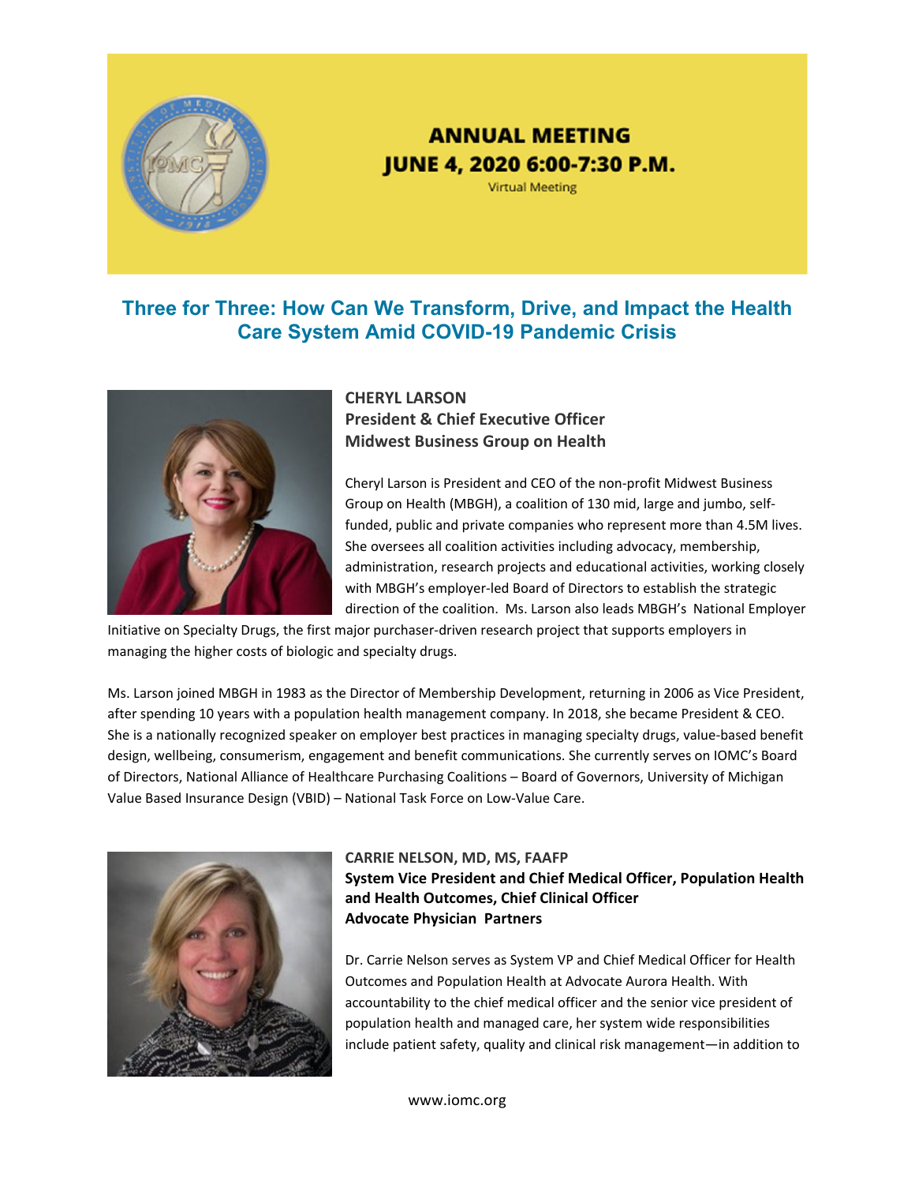# ANNUAL MEETING
## JUNE 4, 2020 6:00-7:30 P.M.

Virtual Meeting

## Three for Three: How Can We Transform, Drive, and Impact the Health Care System Amid COVID-19 Pandemic Crisis

**CHERYL LARSON**
**President & Chief Executive Officer**
**Midwest Business Group on Health**

Cheryl Larson is President and CEO of the non-profit Midwest Business Group on Health (MBGH), a coalition of 130 mid, large and jumbo, self-funded, public and private companies who represent more than 4.5M lives. She oversees all coalition activities including advocacy, membership, administration, research projects and educational activities, working closely with MBGH's employer-led Board of Directors to establish the strategic direction of the coalition. Ms. Larson also leads MBGH's National Employer Initiative on Specialty Drugs, the first major purchaser-driven research project that supports employers in managing the higher costs of biologic and specialty drugs.

Ms. Larson joined MBGH in 1983 as the Director of Membership Development, returning in 2006 as Vice President, after spending 10 years with a population health management company. In 2018, she became President & CEO. She is a nationally recognized speaker on employer best practices in managing specialty drugs, value-based benefit design, wellbeing, consumerism, engagement and benefit communications. She currently serves on IOMC's Board of Directors, National Alliance of Healthcare Purchasing Coalitions – Board of Governors, University of Michigan Value Based Insurance Design (VBID) – National Task Force on Low-Value Care.

**CARRIE NELSON, MD, MS, FAAFP**
**System Vice President and Chief Medical Officer, Population Health and Health Outcomes, Chief Clinical Officer**
**Advocate Physician Partners**

Dr. Carrie Nelson serves as System VP and Chief Medical Officer for Health Outcomes and Population Health at Advocate Aurora Health. With accountability to the chief medical officer and the senior vice president of population health and managed care, her system wide responsibilities include patient safety, quality and clinical risk management—in addition to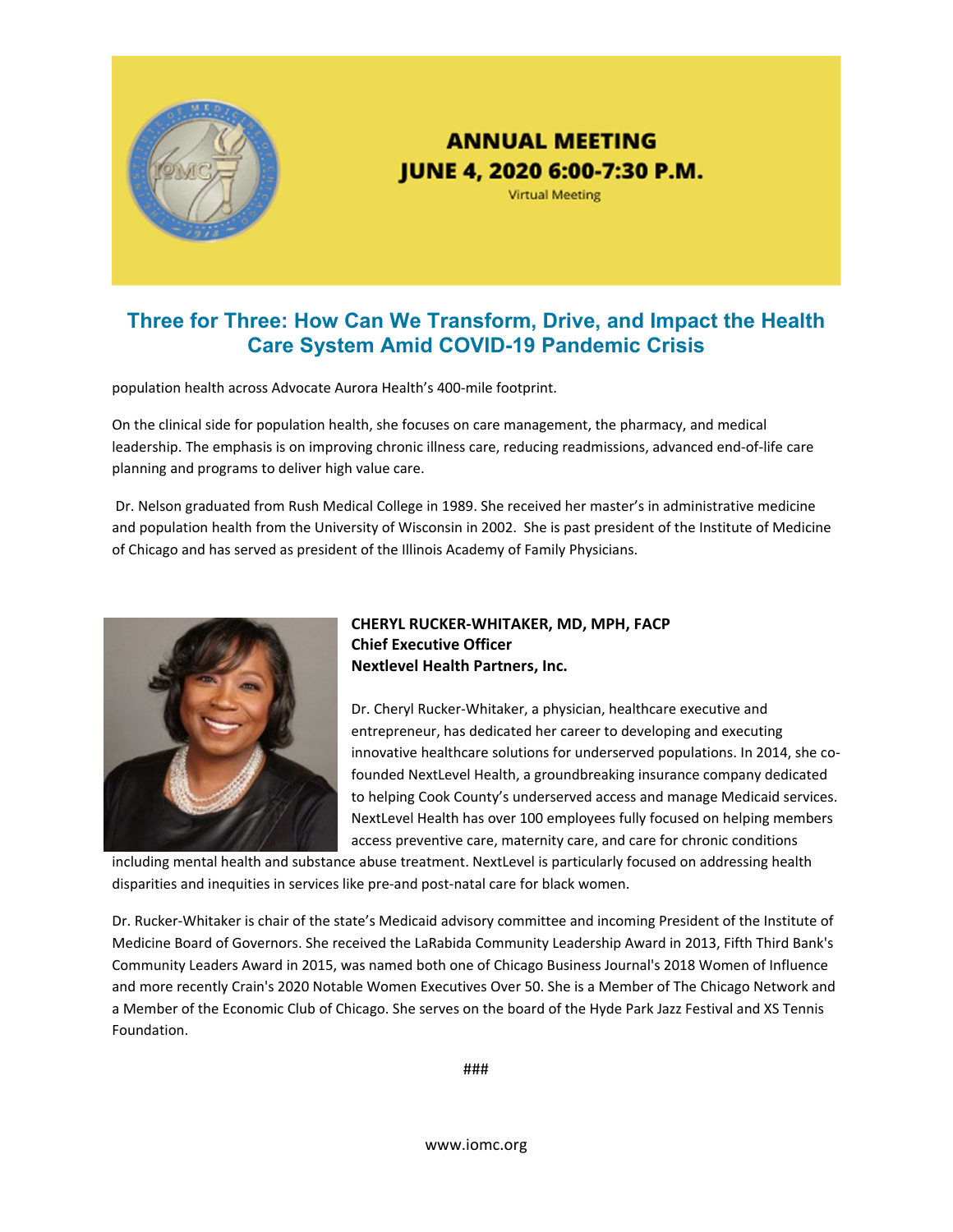**ANNUAL MEETING**
**JUNE 4, 2020 6:00-7:30 P.M.**
Virtual Meeting

## Three for Three: How Can We Transform, Drive, and Impact the Health Care System Amid COVID-19 Pandemic Crisis

population health across Advocate Aurora Health's 400-mile footprint.

On the clinical side for population health, she focuses on care management, the pharmacy, and medical leadership. The emphasis is on improving chronic illness care, reducing readmissions, advanced end-of-life care planning and programs to deliver high value care.

Dr. Nelson graduated from Rush Medical College in 1989. She received her master's in administrative medicine and population health from the University of Wisconsin in 2002. She is past president of the Institute of Medicine of Chicago and has served as president of the Illinois Academy of Family Physicians.

**CHERYL RUCKER-WHITAKER, MD, MPH, FACP**
**Chief Executive Officer**
**Nextlevel Health Partners, Inc.**

Dr. Cheryl Rucker-Whitaker, a physician, healthcare executive and entrepreneur, has dedicated her career to developing and executing innovative healthcare solutions for underserved populations. In 2014, she co-founded NextLevel Health, a groundbreaking insurance company dedicated to helping Cook County's underserved access and manage Medicaid services. NextLevel Health has over 100 employees fully focused on helping members access preventive care, maternity care, and care for chronic conditions including mental health and substance abuse treatment. NextLevel is particularly focused on addressing health disparities and inequities in services like pre-and post-natal care for black women.

Dr. Rucker-Whitaker is chair of the state's Medicaid advisory committee and incoming President of the Institute of Medicine Board of Governors. She received the LaRabida Community Leadership Award in 2013, Fifth Third Bank's Community Leaders Award in 2015, was named both one of Chicago Business Journal's 2018 Women of Influence and more recently Crain's 2020 Notable Women Executives Over 50. She is a Member of The Chicago Network and a Member of the Economic Club of Chicago. She serves on the board of the Hyde Park Jazz Festival and XS Tennis Foundation.

###

www.iomc.org